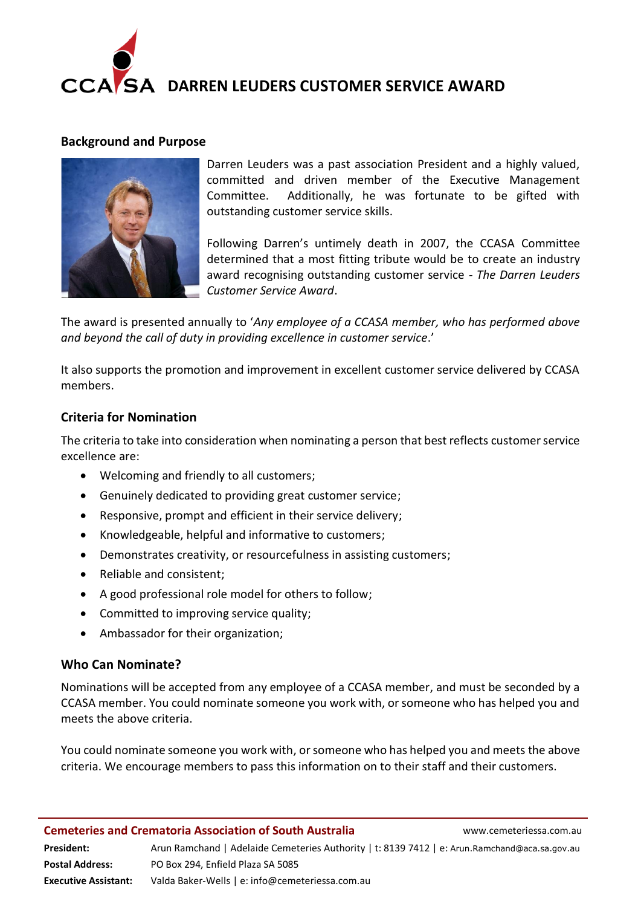# CCASA DARREN LEUDERS CUSTOMER SERVICE AWARD

## Background and Purpose

Darren Leuders was a past association President and a highly valued, committed and driven member of the Executive Management Committee. Additionally, he was fortunate to be gifted with outstanding customer service skills.

Following Darren's untimely death in 2007, the CCASA Committee determined that a most fitting tribute would be to create an industry award recognising outstanding customer service - *The Darren Leuders Customer Service Award*.

The award is presented annually to '*Any employee of a CCASA member, who has performed above and beyond the call of duty in providing excellence in customer service*.'

It also supports the promotion and improvement in excellent customer service delivered by CCASA members.

## Criteria for Nomination

The criteria to take into consideration when nominating a person that best reflects customer service excellence are:

- Welcoming and friendly to all customers;
- Genuinely dedicated to providing great customer service;
- Responsive, prompt and efficient in their service delivery;
- Knowledgeable, helpful and informative to customers;
- Demonstrates creativity, or resourcefulness in assisting customers;
- Reliable and consistent;
- A good professional role model for others to follow;
- Committed to improving service quality;
- Ambassador for their organization;

## Who Can Nominate?

Nominations will be accepted from any employee of a CCASA member, and must be seconded by a CCASA member. You could nominate someone you work with, or someone who has helped you and meets the above criteria.

You could nominate someone you work with, or someone who has helped you and meets the above criteria. We encourage members to pass this information on to their staff and their customers.

**Cemeteries and Crematoria Association of South Australia** www.cemeteriessa.com.au

**President:** Arun Ramchand | Adelaide Cemeteries Authority | t: 8139 7412 | e: Arun.Ramchand@aca.sa.gov.au
**Postal Address:** PO Box 294, Enfield Plaza SA 5085
**Executive Assistant:** Valda Baker-Wells | e: info@cemeteriessa.com.au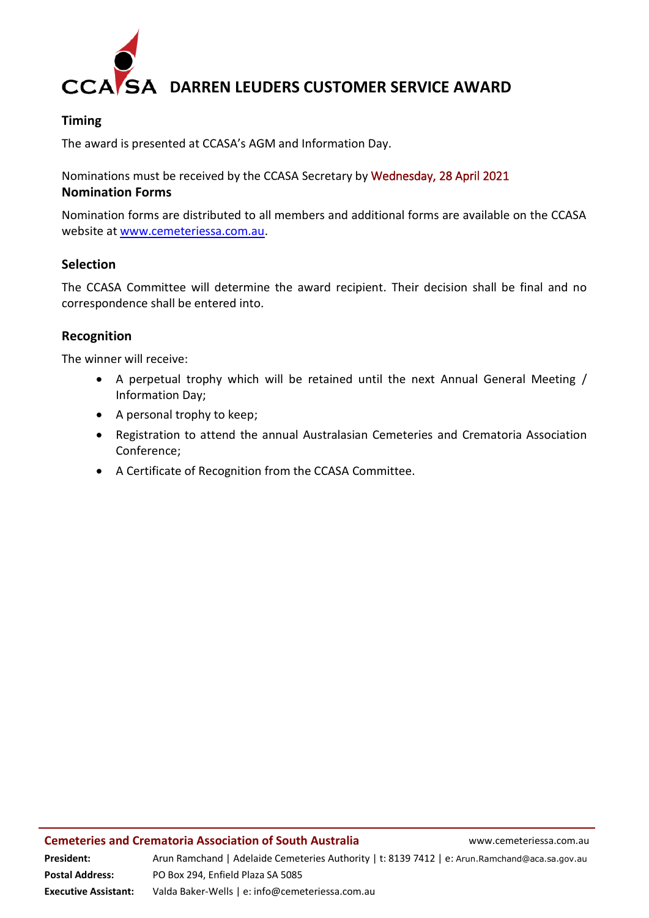# CCASA DARREN LEUDERS CUSTOMER SERVICE AWARD

## Timing

The award is presented at CCASA's AGM and Information Day.

Nominations must be received by the CCASA Secretary by Wednesday, 28 April 2021

## Nomination Forms

Nomination forms are distributed to all members and additional forms are available on the CCASA website at www.cemeteriessa.com.au.

## Selection

The CCASA Committee will determine the award recipient. Their decision shall be final and no correspondence shall be entered into.

## Recognition

The winner will receive:

- A perpetual trophy which will be retained until the next Annual General Meeting / Information Day;
- A personal trophy to keep;
- Registration to attend the annual Australasian Cemeteries and Crematoria Association Conference;
- A Certificate of Recognition from the CCASA Committee.

**Cemeteries and Crematoria Association of South Australia** www.cemeteriessa.com.au

**President:** Arun Ramchand | Adelaide Cemeteries Authority | t: 8139 7412 | e: Arun.Ramchand@aca.sa.gov.au

**Postal Address:** PO Box 294, Enfield Plaza SA 5085

**Executive Assistant:** Valda Baker-Wells | e: info@cemeteriessa.com.au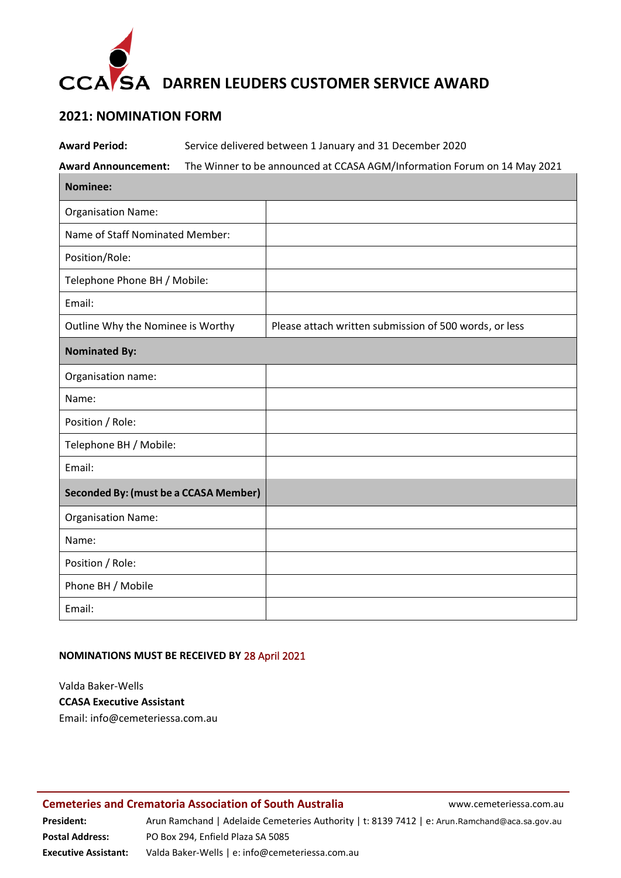# CCASA DARREN LEUDERS CUSTOMER SERVICE AWARD

## 2021: NOMINATION FORM

**Award Period:** Service delivered between 1 January and 31 December 2020

**Award Announcement:** The Winner to be announced at CCASA AGM/Information Forum on 14 May 2021

| | |
|---|---|
| **Nominee:** | |
| Organisation Name: | |
| Name of Staff Nominated Member: | |
| Position/Role: | |
| Telephone Phone BH / Mobile: | |
| Email: | |
| Outline Why the Nominee is Worthy | Please attach written submission of 500 words, or less |
| **Nominated By:** | |
| Organisation name: | |
| Name: | |
| Position / Role: | |
| Telephone BH / Mobile: | |
| Email: | |
| **Seconded By: (must be a CCASA Member)** | |
| Organisation Name: | |
| Name: | |
| Position / Role: | |
| Phone BH / Mobile | |
| Email: | |

**NOMINATIONS MUST BE RECEIVED BY** 28 April 2021

Valda Baker-Wells
**CCASA Executive Assistant**
Email: info@cemeteriessa.com.au

**Cemeteries and Crematoria Association of South Australia** www.cemeteriessa.com.au

**President:** Arun Ramchand | Adelaide Cemeteries Authority | t: 8139 7412 | e: Arun.Ramchand@aca.sa.gov.au
**Postal Address:** PO Box 294, Enfield Plaza SA 5085
**Executive Assistant:** Valda Baker-Wells | e: info@cemeteriessa.com.au